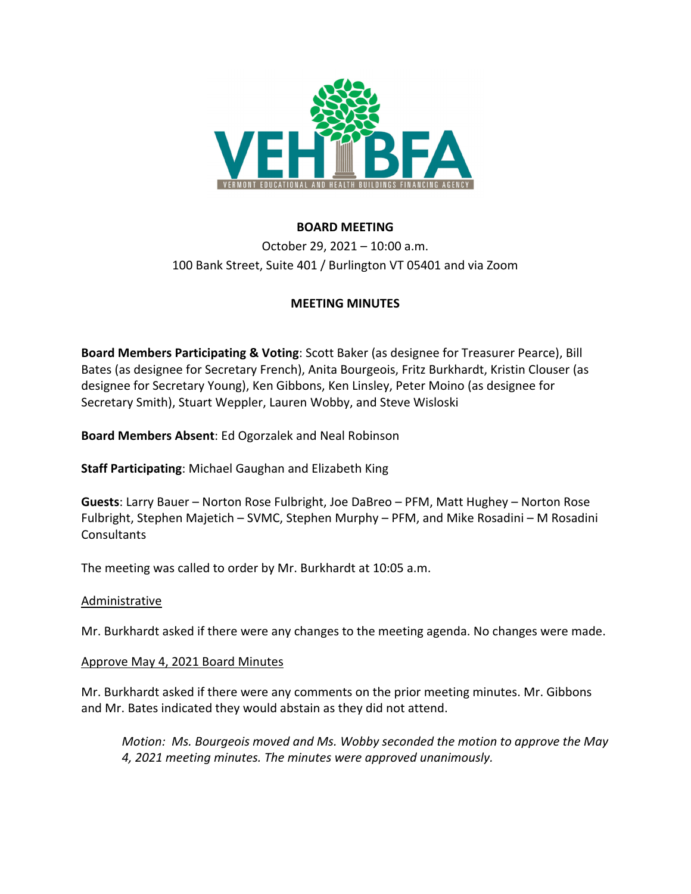VEHBFA

VERMONT EDUCATIONAL AND HEALTH BUILDINGS FINANCING AGENCY

**BOARD MEETING**

October 29, 2021 – 10:00 a.m.
100 Bank Street, Suite 401 / Burlington VT 05401 and via Zoom

**MEETING MINUTES**

**Board Members Participating & Voting**: Scott Baker (as designee for Treasurer Pearce), Bill Bates (as designee for Secretary French), Anita Bourgeois, Fritz Burkhardt, Kristin Clouser (as designee for Secretary Young), Ken Gibbons, Ken Linsley, Peter Moino (as designee for Secretary Smith), Stuart Weppler, Lauren Wobby, and Steve Wisloski

**Board Members Absent**: Ed Ogorzalek and Neal Robinson

**Staff Participating**: Michael Gaughan and Elizabeth King

**Guests**: Larry Bauer – Norton Rose Fulbright, Joe DaBreo – PFM, Matt Hughey – Norton Rose Fulbright, Stephen Majetich – SVMC, Stephen Murphy – PFM, and Mike Rosadini – M Rosadini Consultants

The meeting was called to order by Mr. Burkhardt at 10:05 a.m.

<u>Administrative</u>

Mr. Burkhardt asked if there were any changes to the meeting agenda. No changes were made.

<u>Approve May 4, 2021 Board Minutes</u>

Mr. Burkhardt asked if there were any comments on the prior meeting minutes. Mr. Gibbons and Mr. Bates indicated they would abstain as they did not attend.

> *Motion: Ms. Bourgeois moved and Ms. Wobby seconded the motion to approve the May 4, 2021 meeting minutes. The minutes were approved unanimously.*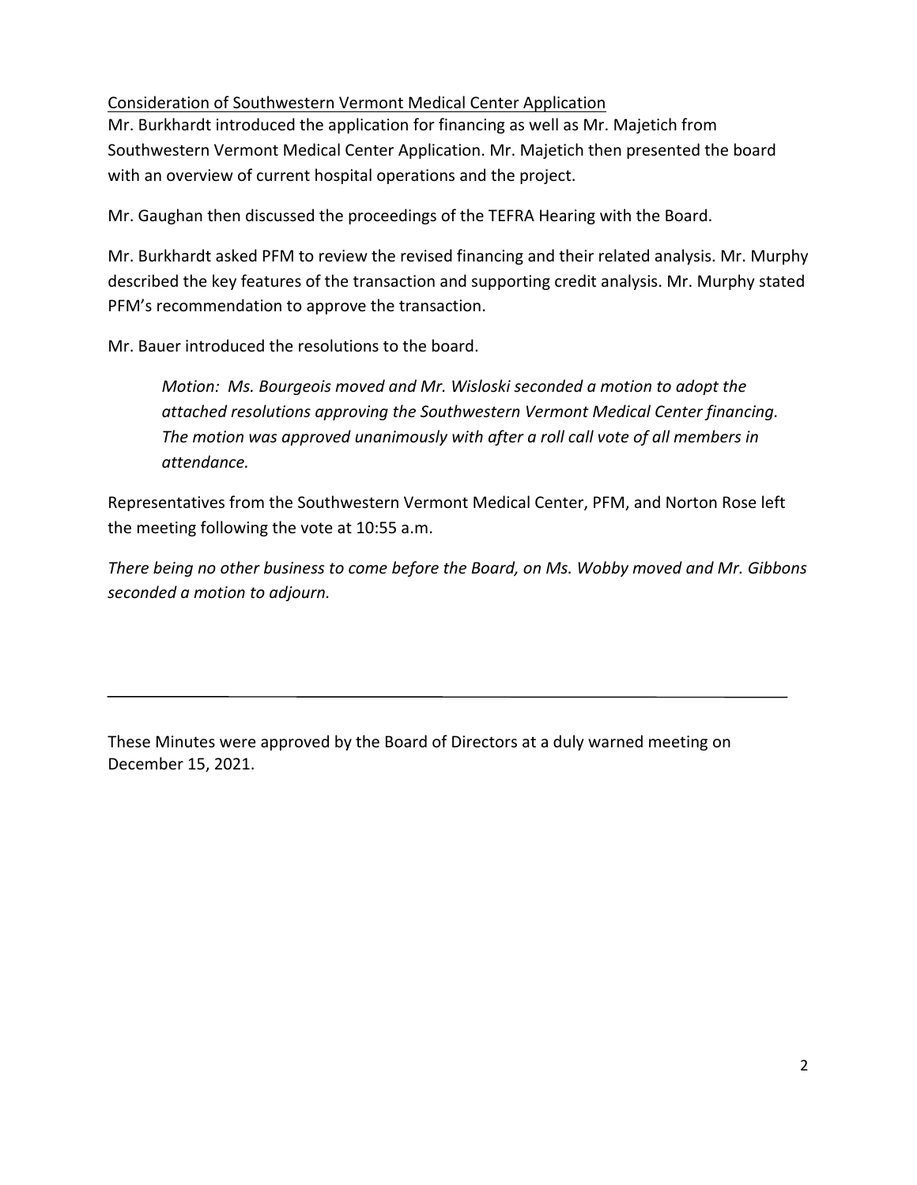<u>Consideration of Southwestern Vermont Medical Center Application</u>

Mr. Burkhardt introduced the application for financing as well as Mr. Majetich from Southwestern Vermont Medical Center Application. Mr. Majetich then presented the board with an overview of current hospital operations and the project.

Mr. Gaughan then discussed the proceedings of the TEFRA Hearing with the Board.

Mr. Burkhardt asked PFM to review the revised financing and their related analysis. Mr. Murphy described the key features of the transaction and supporting credit analysis. Mr. Murphy stated PFM's recommendation to approve the transaction.

Mr. Bauer introduced the resolutions to the board.

> *Motion: Ms. Bourgeois moved and Mr. Wisloski seconded a motion to adopt the attached resolutions approving the Southwestern Vermont Medical Center financing. The motion was approved unanimously with after a roll call vote of all members in attendance.*

Representatives from the Southwestern Vermont Medical Center, PFM, and Norton Rose left the meeting following the vote at 10:55 a.m.

*There being no other business to come before the Board, on Ms. Wobby moved and Mr. Gibbons seconded a motion to adjourn.*

---

These Minutes were approved by the Board of Directors at a duly warned meeting on December 15, 2021.